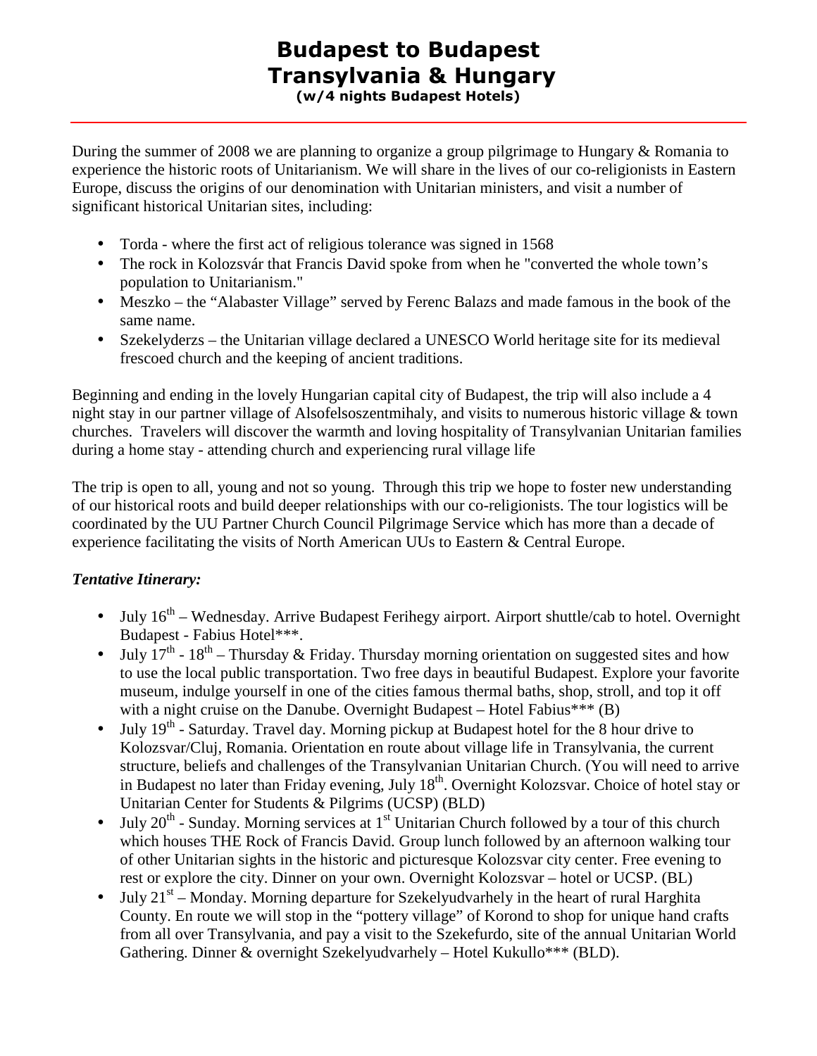# Budapest to Budapest
# Transylvania & Hungary
**(w/4 nights Budapest Hotels)**

---

During the summer of 2008 we are planning to organize a group pilgrimage to Hungary & Romania to experience the historic roots of Unitarianism. We will share in the lives of our co-religionists in Eastern Europe, discuss the origins of our denomination with Unitarian ministers, and visit a number of significant historical Unitarian sites, including:

- Torda - where the first act of religious tolerance was signed in 1568
- The rock in Kolozsvár that Francis David spoke from when he "converted the whole town's population to Unitarianism."
- Meszko – the "Alabaster Village" served by Ferenc Balazs and made famous in the book of the same name.
- Szekelyderzs – the Unitarian village declared a UNESCO World heritage site for its medieval frescoed church and the keeping of ancient traditions.

Beginning and ending in the lovely Hungarian capital city of Budapest, the trip will also include a 4 night stay in our partner village of Alsofelsoszentmihaly, and visits to numerous historic village & town churches. Travelers will discover the warmth and loving hospitality of Transylvanian Unitarian families during a home stay - attending church and experiencing rural village life

The trip is open to all, young and not so young. Through this trip we hope to foster new understanding of our historical roots and build deeper relationships with our co-religionists. The tour logistics will be coordinated by the UU Partner Church Council Pilgrimage Service which has more than a decade of experience facilitating the visits of North American UUs to Eastern & Central Europe.

***Tentative Itinerary:***

- July 16th – Wednesday. Arrive Budapest Ferihegy airport. Airport shuttle/cab to hotel. Overnight Budapest - Fabius Hotel***.
- July 17th - 18th – Thursday & Friday. Thursday morning orientation on suggested sites and how to use the local public transportation. Two free days in beautiful Budapest. Explore your favorite museum, indulge yourself in one of the cities famous thermal baths, shop, stroll, and top it off with a night cruise on the Danube. Overnight Budapest – Hotel Fabius*** (B)
- July 19th - Saturday. Travel day. Morning pickup at Budapest hotel for the 8 hour drive to Kolozsvar/Cluj, Romania. Orientation en route about village life in Transylvania, the current structure, beliefs and challenges of the Transylvanian Unitarian Church. (You will need to arrive in Budapest no later than Friday evening, July 18th. Overnight Kolozsvar. Choice of hotel stay or Unitarian Center for Students & Pilgrims (UCSP) (BLD)
- July 20th - Sunday. Morning services at 1st Unitarian Church followed by a tour of this church which houses THE Rock of Francis David. Group lunch followed by an afternoon walking tour of other Unitarian sights in the historic and picturesque Kolozsvar city center. Free evening to rest or explore the city. Dinner on your own. Overnight Kolozsvar – hotel or UCSP. (BL)
- July 21st – Monday. Morning departure for Szekelyudvarhely in the heart of rural Harghita County. En route we will stop in the "pottery village" of Korond to shop for unique hand crafts from all over Transylvania, and pay a visit to the Szekefurdo, site of the annual Unitarian World Gathering. Dinner & overnight Szekelyudvarhely – Hotel Kukullo*** (BLD).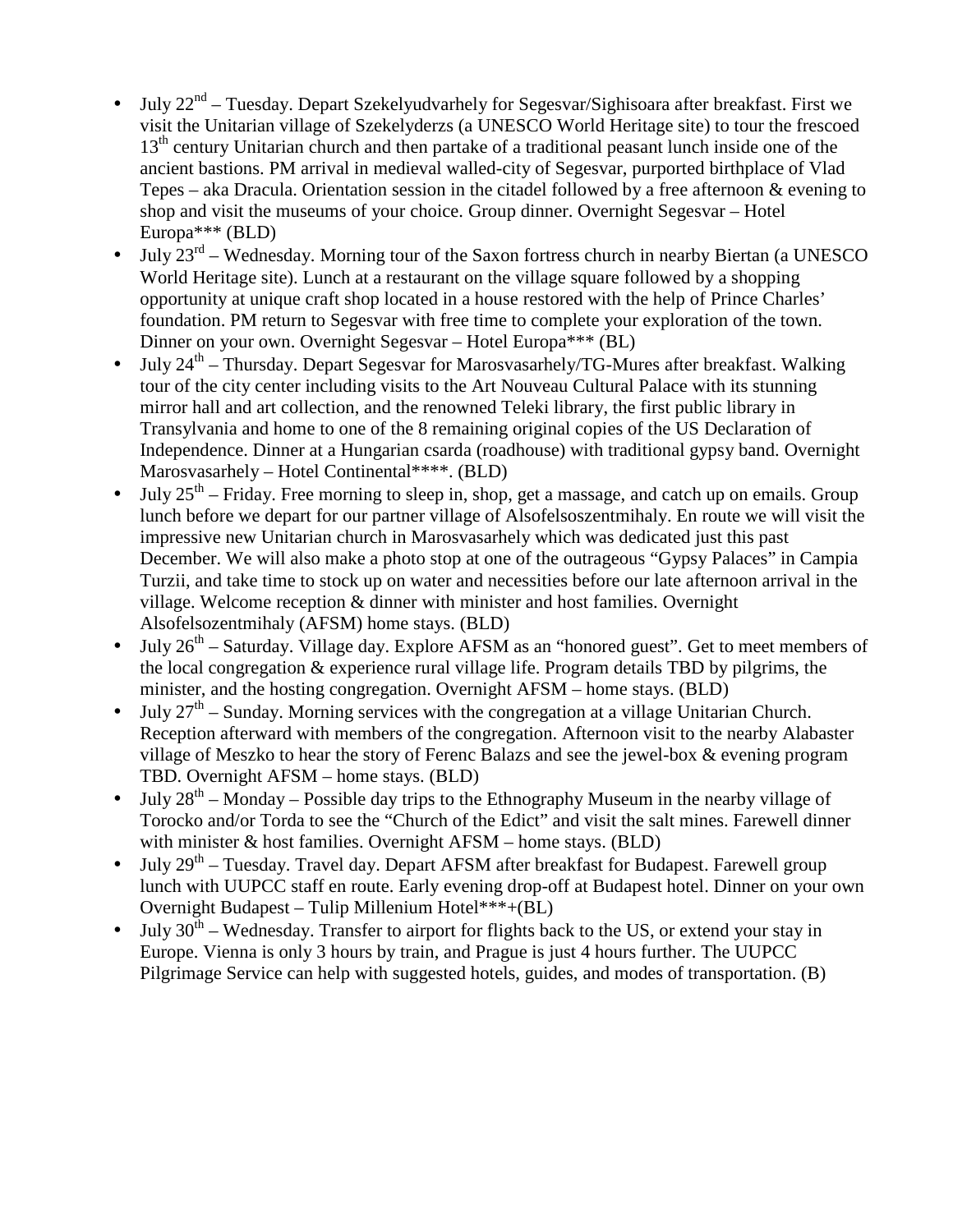- July 22nd – Tuesday. Depart Szekelyudvarhely for Segesvar/Sighisoara after breakfast. First we visit the Unitarian village of Szekelyderzs (a UNESCO World Heritage site) to tour the frescoed 13th century Unitarian church and then partake of a traditional peasant lunch inside one of the ancient bastions. PM arrival in medieval walled-city of Segesvar, purported birthplace of Vlad Tepes – aka Dracula. Orientation session in the citadel followed by a free afternoon & evening to shop and visit the museums of your choice. Group dinner. Overnight Segesvar – Hotel Europa*** (BLD)
- July 23rd – Wednesday. Morning tour of the Saxon fortress church in nearby Biertan (a UNESCO World Heritage site). Lunch at a restaurant on the village square followed by a shopping opportunity at unique craft shop located in a house restored with the help of Prince Charles' foundation. PM return to Segesvar with free time to complete your exploration of the town. Dinner on your own. Overnight Segesvar – Hotel Europa*** (BL)
- July 24th – Thursday. Depart Segesvar for Marosvasarhely/TG-Mures after breakfast. Walking tour of the city center including visits to the Art Nouveau Cultural Palace with its stunning mirror hall and art collection, and the renowned Teleki library, the first public library in Transylvania and home to one of the 8 remaining original copies of the US Declaration of Independence. Dinner at a Hungarian csarda (roadhouse) with traditional gypsy band. Overnight Marosvasarhely – Hotel Continental****. (BLD)
- July 25th – Friday. Free morning to sleep in, shop, get a massage, and catch up on emails. Group lunch before we depart for our partner village of Alsofelsoszentmihaly. En route we will visit the impressive new Unitarian church in Marosvasarhely which was dedicated just this past December. We will also make a photo stop at one of the outrageous "Gypsy Palaces" in Campia Turzii, and take time to stock up on water and necessities before our late afternoon arrival in the village. Welcome reception & dinner with minister and host families. Overnight Alsofelsozentmihaly (AFSM) home stays. (BLD)
- July 26th – Saturday. Village day. Explore AFSM as an "honored guest". Get to meet members of the local congregation & experience rural village life. Program details TBD by pilgrims, the minister, and the hosting congregation. Overnight AFSM – home stays. (BLD)
- July 27th – Sunday. Morning services with the congregation at a village Unitarian Church. Reception afterward with members of the congregation. Afternoon visit to the nearby Alabaster village of Meszko to hear the story of Ferenc Balazs and see the jewel-box & evening program TBD. Overnight AFSM – home stays. (BLD)
- July 28th – Monday – Possible day trips to the Ethnography Museum in the nearby village of Torocko and/or Torda to see the "Church of the Edict" and visit the salt mines. Farewell dinner with minister & host families. Overnight AFSM – home stays. (BLD)
- July 29th – Tuesday. Travel day. Depart AFSM after breakfast for Budapest. Farewell group lunch with UUPCC staff en route. Early evening drop-off at Budapest hotel. Dinner on your own Overnight Budapest – Tulip Millenium Hotel***+(BL)
- July 30th – Wednesday. Transfer to airport for flights back to the US, or extend your stay in Europe. Vienna is only 3 hours by train, and Prague is just 4 hours further. The UUPCC Pilgrimage Service can help with suggested hotels, guides, and modes of transportation. (B)